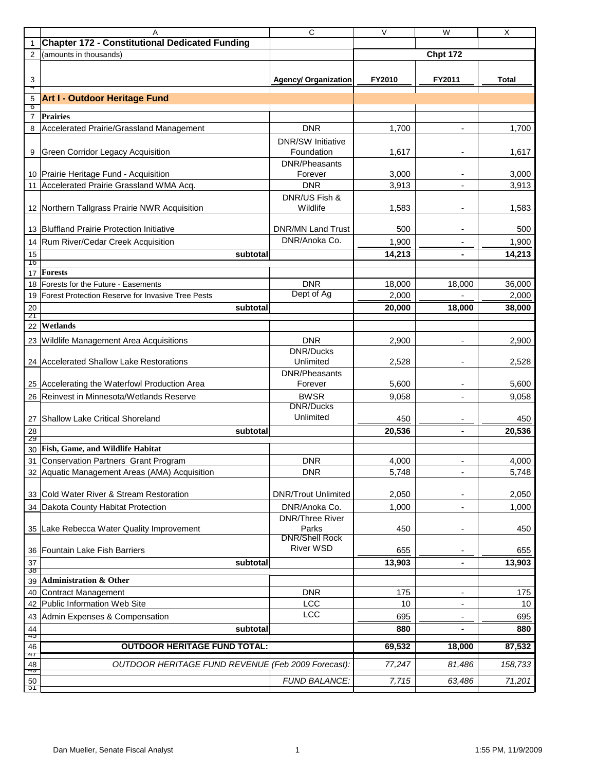# Chapter 172 - Constitutional Dedicated Funding

(amounts in thousands)

| | Agency/ Organization | Chpt 172 FY2010 | FY2011 | Total |
|---|---|---|---|---|
| **Art I - Outdoor Heritage Fund** | | | | |
| **Prairies** | | | | |
| Accelerated Prairie/Grassland Management | DNR | 1,700 | - | 1,700 |
| Green Corridor Legacy Acquisition | DNR/SW Initiative Foundation | 1,617 | - | 1,617 |
| Prairie Heritage Fund - Acquisition | DNR/Pheasants Forever | 3,000 | - | 3,000 |
| Accelerated Prairie Grassland WMA Acq. | DNR | 3,913 | - | 3,913 |
| Northern Tallgrass Prairie NWR Acquisition | DNR/US Fish & Wildlife | 1,583 | - | 1,583 |
| Bluffland Prairie Protection Initiative | DNR/MN Land Trust | 500 | - | 500 |
| Rum River/Cedar Creek Acquisition | DNR/Anoka Co. | 1,900 | - | 1,900 |
| **subtotal** | | **14,213** | **-** | **14,213** |
| **Forests** | | | | |
| Forests for the Future - Easements | DNR | 18,000 | 18,000 | 36,000 |
| Forest Protection Reserve for Invasive Tree Pests | Dept of Ag | 2,000 | - | 2,000 |
| **subtotal** | | **20,000** | **18,000** | **38,000** |
| **Wetlands** | | | | |
| Wildlife Management Area Acquisitions | DNR | 2,900 | - | 2,900 |
| Accelerated Shallow Lake Restorations | DNR/Ducks Unlimited | 2,528 | - | 2,528 |
| Accelerating the Waterfowl Production Area | DNR/Pheasants Forever | 5,600 | - | 5,600 |
| Reinvest in Minnesota/Wetlands Reserve | BWSR | 9,058 | - | 9,058 |
| Shallow Lake Critical Shoreland | DNR/Ducks Unlimited | 450 | - | 450 |
| **subtotal** | | **20,536** | **-** | **20,536** |
| **Fish, Game, and Wildlife Habitat** | | | | |
| Conservation Partners Grant Program | DNR | 4,000 | - | 4,000 |
| Aquatic Management Areas (AMA) Acquisition | DNR | 5,748 | - | 5,748 |
| Cold Water River & Stream Restoration | DNR/Trout Unlimited | 2,050 | - | 2,050 |
| Dakota County Habitat Protection | DNR/Anoka Co. | 1,000 | - | 1,000 |
| Lake Rebecca Water Quality Improvement | DNR/Three River Parks | 450 | - | 450 |
| Fountain Lake Fish Barriers | DNR/Shell Rock River WSD | 655 | - | 655 |
| **subtotal** | | **13,903** | **-** | **13,903** |
| **Administration & Other** | | | | |
| Contract Management | DNR | 175 | - | 175 |
| Public Information Web Site | LCC | 10 | - | 10 |
| Admin Expenses & Compensation | LCC | 695 | - | 695 |
| **subtotal** | | **880** | **-** | **880** |
| **OUTDOOR HERITAGE FUND TOTAL:** | | **69,532** | **18,000** | **87,532** |
| *OUTDOOR HERITAGE FUND REVENUE (Feb 2009 Forecast):* | | *77,247* | *81,486* | *158,733* |
| | *FUND BALANCE:* | *7,715* | *63,486* | *71,201* |

Dan Mueller, Senate Fiscal Analyst — 1:55 PM, 11/9/2009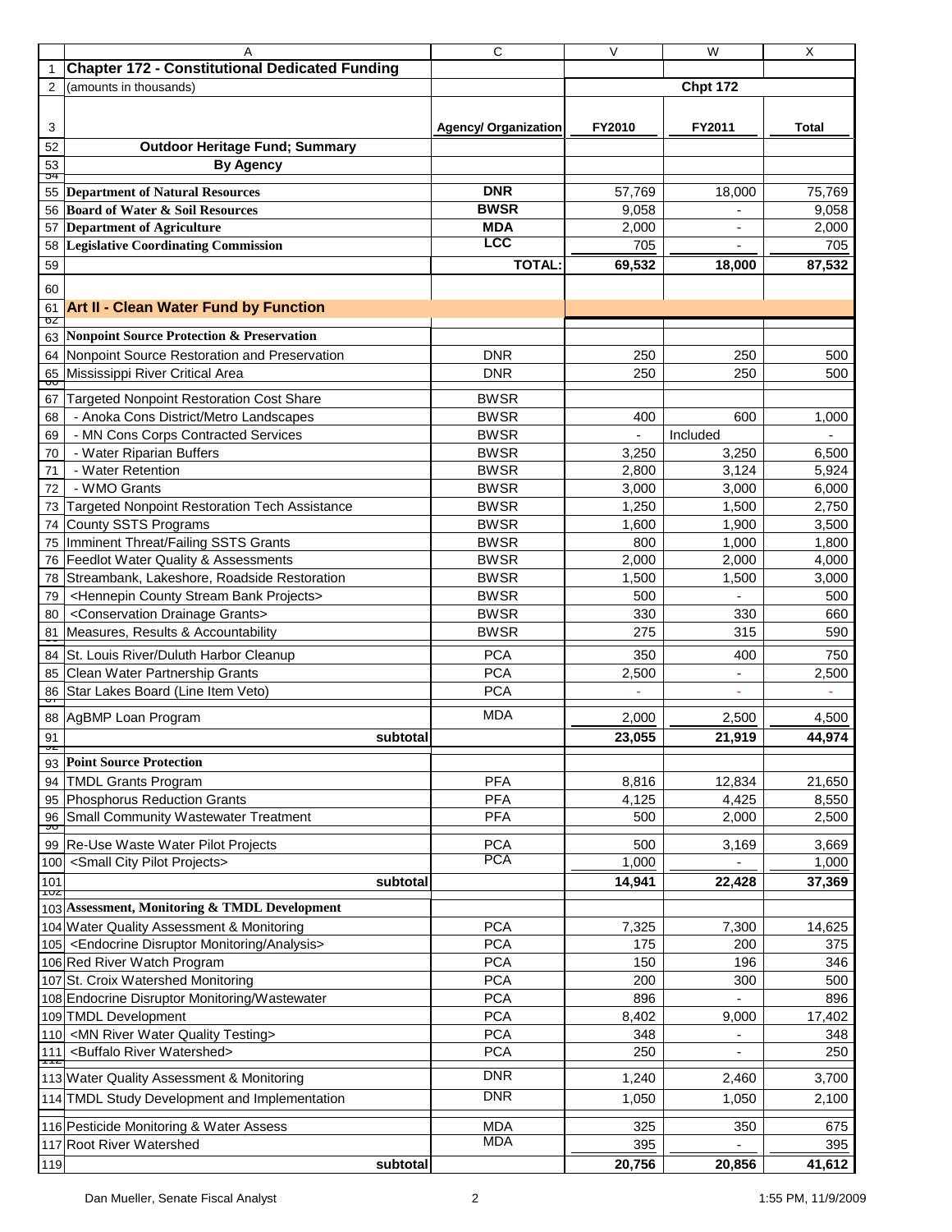| | A | C | V | W | X |
|---|---|---|---|---|---|
| 1 | **Chapter 172 - Constitutional Dedicated Funding** | | | | |
| 2 | (amounts in thousands) | | | **Chpt 172** | |
| 3 | | **Agency/ Organization** | **FY2010** | **FY2011** | **Total** |
| 52 | **Outdoor Heritage Fund; Summary** | | | | |
| 53 | **By Agency** | | | | |
| 55 | **Department of Natural Resources** | **DNR** | 57,769 | 18,000 | 75,769 |
| 56 | **Board of Water & Soil Resources** | **BWSR** | 9,058 | - | 9,058 |
| 57 | **Department of Agriculture** | **MDA** | 2,000 | - | 2,000 |
| 58 | **Legislative Coordinating Commission** | **LCC** | 705 | - | 705 |
| 59 | | **TOTAL:** | **69,532** | **18,000** | **87,532** |
| 60 | | | | | |
| 61 | **Art II - Clean Water Fund by Function** | | | | |
| 63 | **Nonpoint Source Protection & Preservation** | | | | |
| 64 | Nonpoint Source Restoration and Preservation | DNR | 250 | 250 | 500 |
| 65 | Mississippi River Critical Area | DNR | 250 | 250 | 500 |
| 67 | Targeted Nonpoint Restoration Cost Share | BWSR | | | |
| 68 | - Anoka Cons District/Metro Landscapes | BWSR | 400 | 600 | 1,000 |
| 69 | - MN Cons Corps Contracted Services | BWSR | - | Included | - |
| 70 | - Water Riparian Buffers | BWSR | 3,250 | 3,250 | 6,500 |
| 71 | - Water Retention | BWSR | 2,800 | 3,124 | 5,924 |
| 72 | - WMO Grants | BWSR | 3,000 | 3,000 | 6,000 |
| 73 | Targeted Nonpoint Restoration Tech Assistance | BWSR | 1,250 | 1,500 | 2,750 |
| 74 | County SSTS Programs | BWSR | 1,600 | 1,900 | 3,500 |
| 75 | Imminent Threat/Failing SSTS Grants | BWSR | 800 | 1,000 | 1,800 |
| 76 | Feedlot Water Quality & Assessments | BWSR | 2,000 | 2,000 | 4,000 |
| 78 | Streambank, Lakeshore, Roadside Restoration | BWSR | 1,500 | 1,500 | 3,000 |
| 79 | <Hennepin County Stream Bank Projects> | BWSR | 500 | - | 500 |
| 80 | <Conservation Drainage Grants> | BWSR | 330 | 330 | 660 |
| 81 | Measures, Results & Accountability | BWSR | 275 | 315 | 590 |
| 84 | St. Louis River/Duluth Harbor Cleanup | PCA | 350 | 400 | 750 |
| 85 | Clean Water Partnership Grants | PCA | 2,500 | - | 2,500 |
| 86 | Star Lakes Board (Line Item Veto) | PCA | - | - | - |
| 88 | AgBMP Loan Program | MDA | 2,000 | 2,500 | 4,500 |
| 91 | **subtotal** | | **23,055** | **21,919** | **44,974** |
| 93 | **Point Source Protection** | | | | |
| 94 | TMDL Grants Program | PFA | 8,816 | 12,834 | 21,650 |
| 95 | Phosphorus Reduction Grants | PFA | 4,125 | 4,425 | 8,550 |
| 96 | Small Community Wastewater Treatment | PFA | 500 | 2,000 | 2,500 |
| 99 | Re-Use Waste Water Pilot Projects | PCA | 500 | 3,169 | 3,669 |
| 100 | <Small City Pilot Projects> | PCA | 1,000 | - | 1,000 |
| 101 | **subtotal** | | **14,941** | **22,428** | **37,369** |
| 103 | **Assessment, Monitoring & TMDL Development** | | | | |
| 104 | Water Quality Assessment & Monitoring | PCA | 7,325 | 7,300 | 14,625 |
| 105 | <Endocrine Disruptor Monitoring/Analysis> | PCA | 175 | 200 | 375 |
| 106 | Red River Watch Program | PCA | 150 | 196 | 346 |
| 107 | St. Croix Watershed Monitoring | PCA | 200 | 300 | 500 |
| 108 | Endocrine Disruptor Monitoring/Wastewater | PCA | 896 | - | 896 |
| 109 | TMDL Development | PCA | 8,402 | 9,000 | 17,402 |
| 110 | <MN River Water Quality Testing> | PCA | 348 | - | 348 |
| 111 | <Buffalo River Watershed> | PCA | 250 | - | 250 |
| 113 | Water Quality Assessment & Monitoring | DNR | 1,240 | 2,460 | 3,700 |
| 114 | TMDL Study Development and Implementation | DNR | 1,050 | 1,050 | 2,100 |
| 116 | Pesticide Monitoring & Water Assess | MDA | 325 | 350 | 675 |
| 117 | Root River Watershed | MDA | 395 | - | 395 |
| 119 | **subtotal** | | **20,756** | **20,856** | **41,612** |

Dan Mueller, Senate Fiscal Analyst — 1:55 PM, 11/9/2009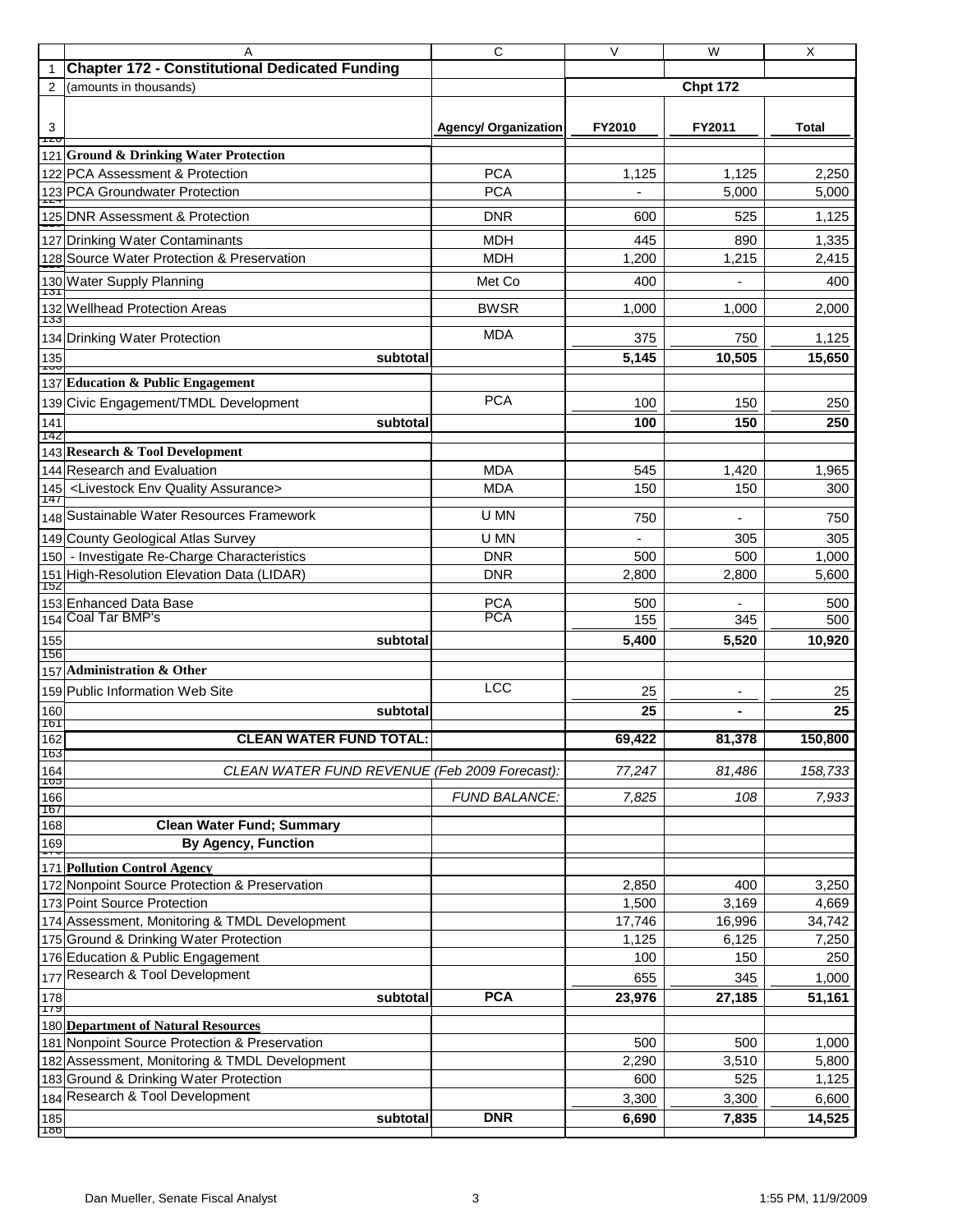| | A | C | V | W | X |
|---|---|---|---|---|---|
| 1 | **Chapter 172 - Constitutional Dedicated Funding** | | | | |
| 2 | (amounts in thousands) | | | **Chpt 172** | |
| 3 | | **Agency/ Organization** | **FY2010** | **FY2011** | **Total** |
| 121 | **Ground & Drinking Water Protection** | | | | |
| 122 | PCA Assessment & Protection | PCA | 1,125 | 1,125 | 2,250 |
| 123 | PCA Groundwater Protection | PCA | - | 5,000 | 5,000 |
| 125 | DNR Assessment & Protection | DNR | 600 | 525 | 1,125 |
| 127 | Drinking Water Contaminants | MDH | 445 | 890 | 1,335 |
| 128 | Source Water Protection & Preservation | MDH | 1,200 | 1,215 | 2,415 |
| 130 | Water Supply Planning | Met Co | 400 | - | 400 |
| 132 | Wellhead Protection Areas | BWSR | 1,000 | 1,000 | 2,000 |
| 134 | Drinking Water Protection | MDA | 375 | 750 | 1,125 |
| 135 | **subtotal** | | **5,145** | **10,505** | **15,650** |
| 137 | **Education & Public Engagement** | | | | |
| 139 | Civic Engagement/TMDL Development | PCA | 100 | 150 | 250 |
| 141 | **subtotal** | | **100** | **150** | **250** |
| 143 | **Research & Tool Development** | | | | |
| 144 | Research and Evaluation | MDA | 545 | 1,420 | 1,965 |
| 145 | <Livestock Env Quality Assurance> | MDA | 150 | 150 | 300 |
| 148 | Sustainable Water Resources Framework | U MN | 750 | - | 750 |
| 149 | County Geological Atlas Survey | U MN | - | 305 | 305 |
| 150 | - Investigate Re-Charge Characteristics | DNR | 500 | 500 | 1,000 |
| 151 | High-Resolution Elevation Data (LIDAR) | DNR | 2,800 | 2,800 | 5,600 |
| 153 | Enhanced Data Base | PCA | 500 | - | 500 |
| 154 | Coal Tar BMP's | PCA | 155 | 345 | 500 |
| 155 | **subtotal** | | **5,400** | **5,520** | **10,920** |
| 157 | **Administration & Other** | | | | |
| 159 | Public Information Web Site | LCC | 25 | - | 25 |
| 160 | **subtotal** | | **25** | **-** | **25** |
| 162 | **CLEAN WATER FUND TOTAL:** | | **69,422** | **81,378** | **150,800** |
| 164 | *CLEAN WATER FUND REVENUE (Feb 2009 Forecast):* | | *77,247* | *81,486* | *158,733* |
| 166 | | *FUND BALANCE:* | *7,825* | *108* | *7,933* |
| 168 | **Clean Water Fund; Summary** | | | | |
| 169 | **By Agency, Function** | | | | |
| 171 | **Pollution Control Agency** | | | | |
| 172 | Nonpoint Source Protection & Preservation | | 2,850 | 400 | 3,250 |
| 173 | Point Source Protection | | 1,500 | 3,169 | 4,669 |
| 174 | Assessment, Monitoring & TMDL Development | | 17,746 | 16,996 | 34,742 |
| 175 | Ground & Drinking Water Protection | | 1,125 | 6,125 | 7,250 |
| 176 | Education & Public Engagement | | 100 | 150 | 250 |
| 177 | Research & Tool Development | | 655 | 345 | 1,000 |
| 178 | **subtotal** | **PCA** | **23,976** | **27,185** | **51,161** |
| 180 | **Department of Natural Resources** | | | | |
| 181 | Nonpoint Source Protection & Preservation | | 500 | 500 | 1,000 |
| 182 | Assessment, Monitoring & TMDL Development | | 2,290 | 3,510 | 5,800 |
| 183 | Ground & Drinking Water Protection | | 600 | 525 | 1,125 |
| 184 | Research & Tool Development | | 3,300 | 3,300 | 6,600 |
| 185 | **subtotal** | **DNR** | **6,690** | **7,835** | **14,525** |

Dan Mueller, Senate Fiscal Analyst 1:55 PM, 11/9/2009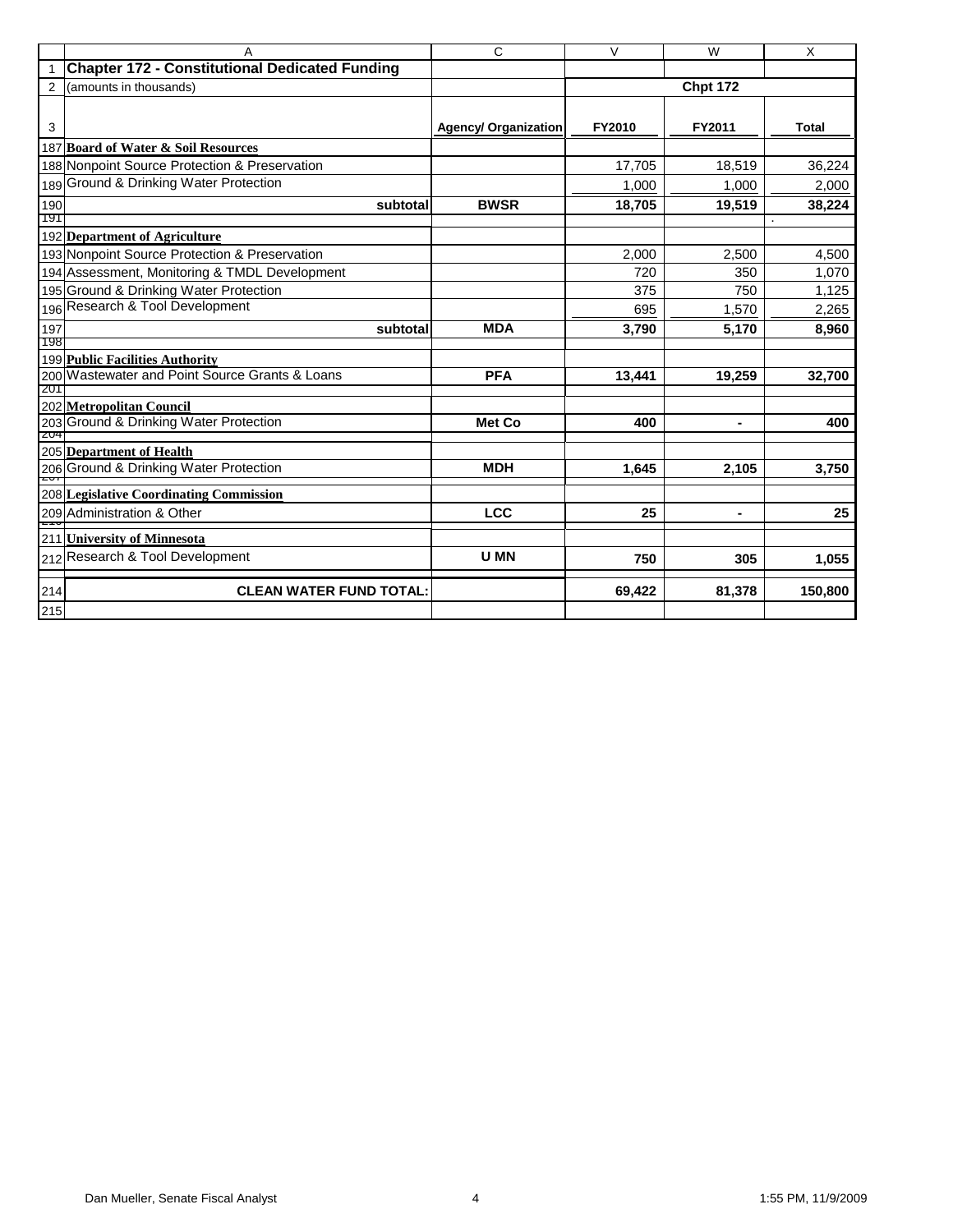| | A | C | V | W | X |
|---|---|---|---|---|---|
| 1 | **Chapter 172 - Constitutional Dedicated Funding** | | | | |
| 2 | (amounts in thousands) | | | **Chpt 172** | |
| 3 | | **Agency/ Organization** | **FY2010** | **FY2011** | **Total** |
| 187 | **Board of Water & Soil Resources** | | | | |
| 188 | Nonpoint Source Protection & Preservation | | 17,705 | 18,519 | 36,224 |
| 189 | Ground & Drinking Water Protection | | 1,000 | 1,000 | 2,000 |
| 190 | **subtotal** | **BWSR** | **18,705** | **19,519** | **38,224** |
| 191 | | | | | . |
| 192 | **Department of Agriculture** | | | | |
| 193 | Nonpoint Source Protection & Preservation | | 2,000 | 2,500 | 4,500 |
| 194 | Assessment, Monitoring & TMDL Development | | 720 | 350 | 1,070 |
| 195 | Ground & Drinking Water Protection | | 375 | 750 | 1,125 |
| 196 | Research & Tool Development | | 695 | 1,570 | 2,265 |
| 197 | **subtotal** | **MDA** | **3,790** | **5,170** | **8,960** |
| 198 | | | | | |
| 199 | **Public Facilities Authority** | | | | |
| 200 | Wastewater and Point Source Grants & Loans | **PFA** | **13,441** | **19,259** | **32,700** |
| 201 | | | | | |
| 202 | **Metropolitan Council** | | | | |
| 203 | Ground & Drinking Water Protection | **Met Co** | **400** | **-** | **400** |
| 204 | | | | | |
| 205 | **Department of Health** | | | | |
| 206 | Ground & Drinking Water Protection | **MDH** | **1,645** | **2,105** | **3,750** |
| 207 | | | | | |
| 208 | **Legislative Coordinating Commission** | | | | |
| 209 | Administration & Other | **LCC** | **25** | **-** | **25** |
| 210 | | | | | |
| 211 | **University of Minnesota** | | | | |
| 212 | Research & Tool Development | **U MN** | **750** | **305** | **1,055** |
| 214 | **CLEAN WATER FUND TOTAL:** | | **69,422** | **81,378** | **150,800** |
| 215 | | | | | |

Dan Mueller, Senate Fiscal Analyst — 1:55 PM, 11/9/2009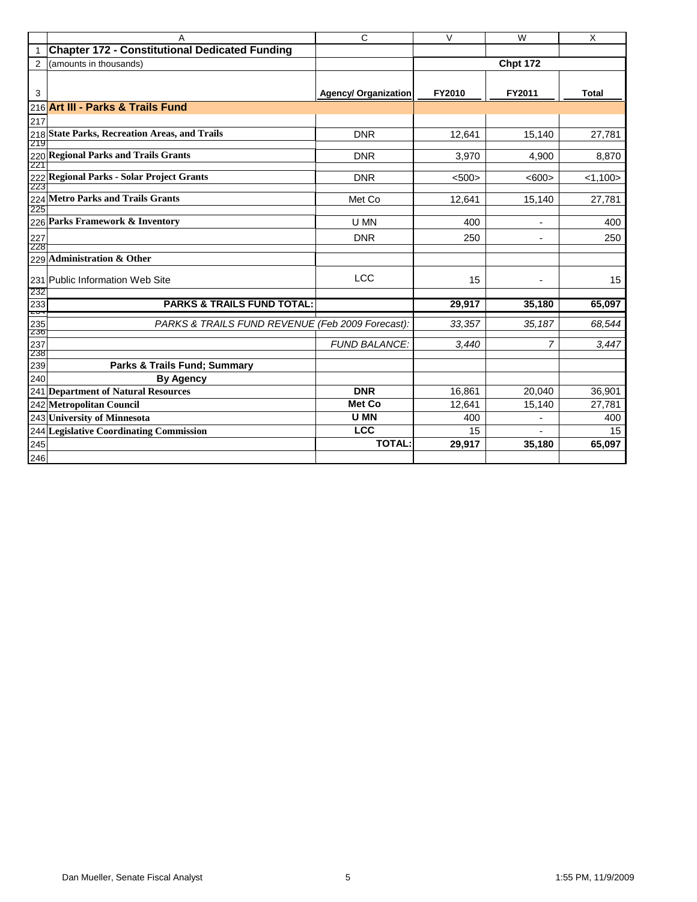| | A | C | V | W | X |
|---|---|---|---|---|---|
| 1 | **Chapter 172 - Constitutional Dedicated Funding** | | | | |
| 2 | (amounts in thousands) | | | **Chpt 172** | |
| 3 | | **Agency/ Organization** | **FY2010** | **FY2011** | **Total** |
| 216 | **Art III - Parks & Trails Fund** | | | | |
| 217 | | | | | |
| 218 | **State Parks, Recreation Areas, and Trails** | DNR | 12,641 | 15,140 | 27,781 |
| 219 | | | | | |
| 220 | **Regional Parks and Trails Grants** | DNR | 3,970 | 4,900 | 8,870 |
| 221 | | | | | |
| 222 | **Regional Parks - Solar Project Grants** | DNR | <500> | <600> | <1,100> |
| 223 | | | | | |
| 224 | **Metro Parks and Trails Grants** | Met Co | 12,641 | 15,140 | 27,781 |
| 225 | | | | | |
| 226 | **Parks Framework & Inventory** | U MN | 400 | - | 400 |
| 227 | | DNR | 250 | - | 250 |
| 228 | | | | | |
| 229 | **Administration & Other** | | | | |
| 231 | Public Information Web Site | LCC | 15 | - | 15 |
| 232 | | | | | |
| 233 | **PARKS & TRAILS FUND TOTAL:** | | **29,917** | **35,180** | **65,097** |
| 235 | *PARKS & TRAILS FUND REVENUE (Feb 2009 Forecast):* | | *33,357* | *35,187* | *68,544* |
| 237 | | *FUND BALANCE:* | *3,440* | *7* | *3,447* |
| 238 | | | | | |
| 239 | **Parks & Trails Fund; Summary** | | | | |
| 240 | **By Agency** | | | | |
| 241 | **Department of Natural Resources** | **DNR** | 16,861 | 20,040 | 36,901 |
| 242 | **Metropolitan Council** | **Met Co** | 12,641 | 15,140 | 27,781 |
| 243 | **University of Minnesota** | **U MN** | 400 | - | 400 |
| 244 | **Legislative Coordinating Commission** | **LCC** | 15 | - | 15 |
| 245 | | **TOTAL:** | **29,917** | **35,180** | **65,097** |
| 246 | | | | | |

Dan Mueller, Senate Fiscal Analyst — 1:55 PM, 11/9/2009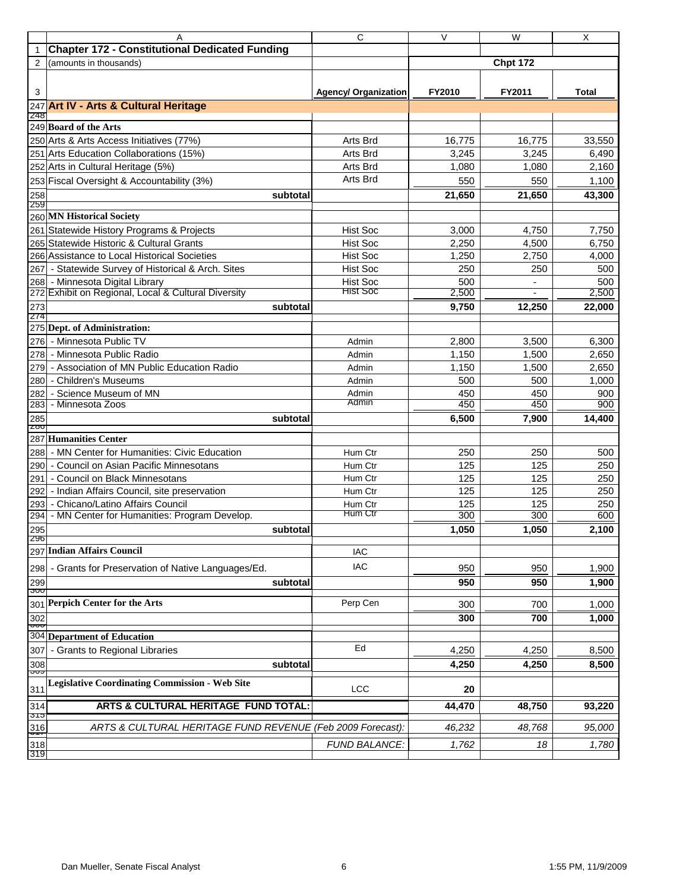| | A | C | V | W | X |
|---|---|---|---|---|---|
| 1 | **Chapter 172 - Constitutional Dedicated Funding** | | | | |
| 2 | (amounts in thousands) | | | **Chpt 172** | |
| 3 | | **Agency/ Organization** | **FY2010** | **FY2011** | **Total** |
| 247 | **Art IV - Arts & Cultural Heritage** | | | | |
| 248 | | | | | |
| 249 | **Board of the Arts** | | | | |
| 250 | Arts & Arts Access Initiatives (77%) | Arts Brd | 16,775 | 16,775 | 33,550 |
| 251 | Arts Education Collaborations (15%) | Arts Brd | 3,245 | 3,245 | 6,490 |
| 252 | Arts in Cultural Heritage (5%) | Arts Brd | 1,080 | 1,080 | 2,160 |
| 253 | Fiscal Oversight & Accountability (3%) | Arts Brd | 550 | 550 | 1,100 |
| 258 | subtotal | | **21,650** | **21,650** | **43,300** |
| 259 | | | | | |
| 260 | **MN Historical Society** | | | | |
| 261 | Statewide History Programs & Projects | Hist Soc | 3,000 | 4,750 | 7,750 |
| 265 | Statewide Historic & Cultural Grants | Hist Soc | 2,250 | 4,500 | 6,750 |
| 266 | Assistance to Local Historical Societies | Hist Soc | 1,250 | 2,750 | 4,000 |
| 267 | - Statewide Survey of Historical & Arch. Sites | Hist Soc | 250 | 250 | 500 |
| 268 | - Minnesota Digital Library | Hist Soc | 500 | - | 500 |
| 272 | Exhibit on Regional, Local & Cultural Diversity | Hist Soc | 2,500 | - | 2,500 |
| 273 | subtotal | | **9,750** | **12,250** | **22,000** |
| 274 | | | | | |
| 275 | **Dept. of Administration:** | | | | |
| 276 | - Minnesota Public TV | Admin | 2,800 | 3,500 | 6,300 |
| 278 | - Minnesota Public Radio | Admin | 1,150 | 1,500 | 2,650 |
| 279 | - Association of MN Public Education Radio | Admin | 1,150 | 1,500 | 2,650 |
| 280 | - Children's Museums | Admin | 500 | 500 | 1,000 |
| 282 | - Science Museum of MN | Admin | 450 | 450 | 900 |
| 283 | - Minnesota Zoos | Admin | 450 | 450 | 900 |
| 285 | subtotal | | **6,500** | **7,900** | **14,400** |
| 286 | | | | | |
| 287 | **Humanities Center** | | | | |
| 288 | - MN Center for Humanities: Civic Education | Hum Ctr | 250 | 250 | 500 |
| 290 | - Council on Asian Pacific Minnesotans | Hum Ctr | 125 | 125 | 250 |
| 291 | - Council on Black Minnesotans | Hum Ctr | 125 | 125 | 250 |
| 292 | - Indian Affairs Council, site preservation | Hum Ctr | 125 | 125 | 250 |
| 293 | - Chicano/Latino Affairs Council | Hum Ctr | 125 | 125 | 250 |
| 294 | - MN Center for Humanities: Program Develop. | Hum Ctr | 300 | 300 | 600 |
| 295 | subtotal | | **1,050** | **1,050** | **2,100** |
| 296 | | | | | |
| 297 | **Indian Affairs Council** | IAC | | | |
| 298 | - Grants for Preservation of Native Languages/Ed. | IAC | 950 | 950 | 1,900 |
| 299 | subtotal | | **950** | **950** | **1,900** |
| 300 | | | | | |
| 301 | **Perpich Center for the Arts** | Perp Cen | 300 | 700 | 1,000 |
| 302 | | | **300** | **700** | **1,000** |
| 303 | | | | | |
| 304 | **Department of Education** | | | | |
| 307 | - Grants to Regional Libraries | Ed | 4,250 | 4,250 | 8,500 |
| 308 | subtotal | | **4,250** | **4,250** | **8,500** |
| 309 | | | | | |
| 311 | **Legislative Coordinating Commission - Web Site** | LCC | **20** | | |
| 314 | **ARTS & CULTURAL HERITAGE FUND TOTAL:** | | **44,470** | **48,750** | **93,220** |
| 315 | | | | | |
| 316 | *ARTS & CULTURAL HERITAGE FUND REVENUE (Feb 2009 Forecast):* | | *46,232* | *48,768* | *95,000* |
| 317 | | | | | |
| 318 | | *FUND BALANCE:* | *1,762* | *18* | *1,780* |
| 319 | | | | | |

Dan Mueller, Senate Fiscal Analyst — 1:55 PM, 11/9/2009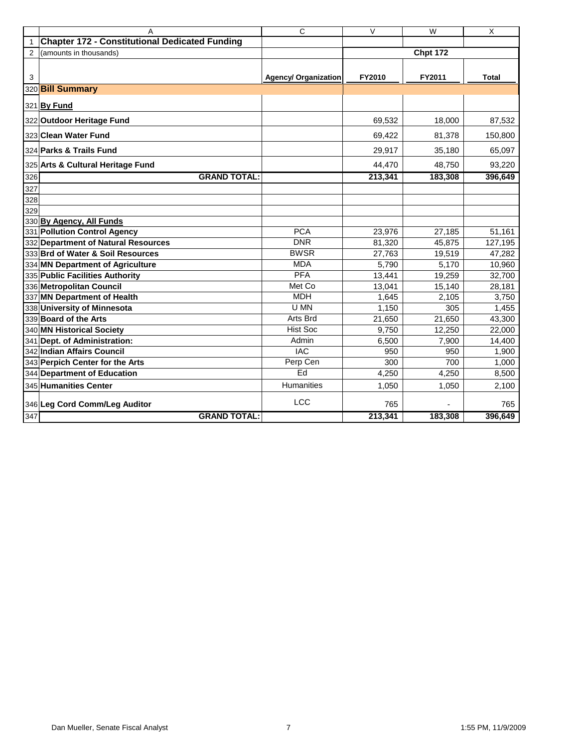| A | C | V | W | X |
|---|---|---|---|---|
| **Chapter 172 - Constitutional Dedicated Funding** | | | | |
| (amounts in thousands) | | | **Chpt 172** | |
| | **Agency/ Organization** | **FY2010** | **FY2011** | **Total** |
| **Bill Summary** | | | | |
| **By Fund** | | | | |
| **Outdoor Heritage Fund** | | 69,532 | 18,000 | 87,532 |
| **Clean Water Fund** | | 69,422 | 81,378 | 150,800 |
| **Parks & Trails Fund** | | 29,917 | 35,180 | 65,097 |
| **Arts & Cultural Heritage Fund** | | 44,470 | 48,750 | 93,220 |
| **GRAND TOTAL:** | | **213,341** | **183,308** | **396,649** |
| | | | | |
| | | | | |
| | | | | |
| **By Agency, All Funds** | | | | |
| **Pollution Control Agency** | PCA | 23,976 | 27,185 | 51,161 |
| **Department of Natural Resources** | DNR | 81,320 | 45,875 | 127,195 |
| **Brd of Water & Soil Resources** | BWSR | 27,763 | 19,519 | 47,282 |
| **MN Department of Agriculture** | MDA | 5,790 | 5,170 | 10,960 |
| **Public Facilities Authority** | PFA | 13,441 | 19,259 | 32,700 |
| **Metropolitan Council** | Met Co | 13,041 | 15,140 | 28,181 |
| **MN Department of Health** | MDH | 1,645 | 2,105 | 3,750 |
| **University of Minnesota** | U MN | 1,150 | 305 | 1,455 |
| **Board of the Arts** | Arts Brd | 21,650 | 21,650 | 43,300 |
| **MN Historical Society** | Hist Soc | 9,750 | 12,250 | 22,000 |
| **Dept. of Administration:** | Admin | 6,500 | 7,900 | 14,400 |
| **Indian Affairs Council** | IAC | 950 | 950 | 1,900 |
| **Perpich Center for the Arts** | Perp Cen | 300 | 700 | 1,000 |
| **Department of Education** | Ed | 4,250 | 4,250 | 8,500 |
| **Humanities Center** | Humanities | 1,050 | 1,050 | 2,100 |
| **Leg Cord Comm/Leg Auditor** | LCC | 765 | - | 765 |
| **GRAND TOTAL:** | | **213,341** | **183,308** | **396,649** |

Dan Mueller, Senate Fiscal Analyst

1:55 PM, 11/9/2009